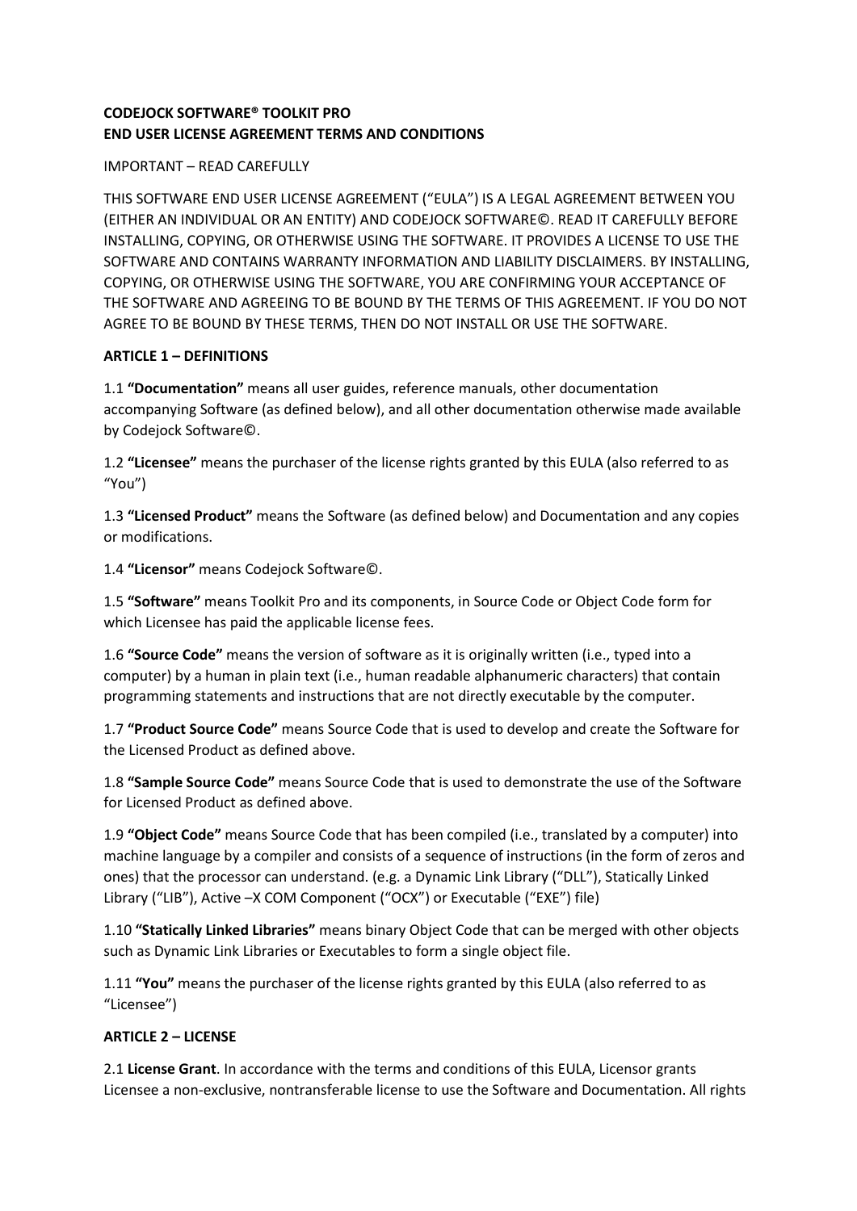**CODEJOCK SOFTWARE® TOOLKIT PRO**
**END USER LICENSE AGREEMENT TERMS AND CONDITIONS**

IMPORTANT – READ CAREFULLY

THIS SOFTWARE END USER LICENSE AGREEMENT ("EULA") IS A LEGAL AGREEMENT BETWEEN YOU (EITHER AN INDIVIDUAL OR AN ENTITY) AND CODEJOCK SOFTWARE©. READ IT CAREFULLY BEFORE INSTALLING, COPYING, OR OTHERWISE USING THE SOFTWARE. IT PROVIDES A LICENSE TO USE THE SOFTWARE AND CONTAINS WARRANTY INFORMATION AND LIABILITY DISCLAIMERS. BY INSTALLING, COPYING, OR OTHERWISE USING THE SOFTWARE, YOU ARE CONFIRMING YOUR ACCEPTANCE OF THE SOFTWARE AND AGREEING TO BE BOUND BY THE TERMS OF THIS AGREEMENT. IF YOU DO NOT AGREE TO BE BOUND BY THESE TERMS, THEN DO NOT INSTALL OR USE THE SOFTWARE.

**ARTICLE 1 – DEFINITIONS**

1.1 **"Documentation"** means all user guides, reference manuals, other documentation accompanying Software (as defined below), and all other documentation otherwise made available by Codejock Software©.

1.2 **"Licensee"** means the purchaser of the license rights granted by this EULA (also referred to as "You")

1.3 **"Licensed Product"** means the Software (as defined below) and Documentation and any copies or modifications.

1.4 **"Licensor"** means Codejock Software©.

1.5 **"Software"** means Toolkit Pro and its components, in Source Code or Object Code form for which Licensee has paid the applicable license fees.

1.6 **"Source Code"** means the version of software as it is originally written (i.e., typed into a computer) by a human in plain text (i.e., human readable alphanumeric characters) that contain programming statements and instructions that are not directly executable by the computer.

1.7 **"Product Source Code"** means Source Code that is used to develop and create the Software for the Licensed Product as defined above.

1.8 **"Sample Source Code"** means Source Code that is used to demonstrate the use of the Software for Licensed Product as defined above.

1.9 **"Object Code"** means Source Code that has been compiled (i.e., translated by a computer) into machine language by a compiler and consists of a sequence of instructions (in the form of zeros and ones) that the processor can understand. (e.g. a Dynamic Link Library ("DLL"), Statically Linked Library ("LIB"), Active –X COM Component ("OCX") or Executable ("EXE") file)

1.10 **"Statically Linked Libraries"** means binary Object Code that can be merged with other objects such as Dynamic Link Libraries or Executables to form a single object file.

1.11 **"You"** means the purchaser of the license rights granted by this EULA (also referred to as "Licensee")

**ARTICLE 2 – LICENSE**

2.1 **License Grant**. In accordance with the terms and conditions of this EULA, Licensor grants Licensee a non-exclusive, nontransferable license to use the Software and Documentation. All rights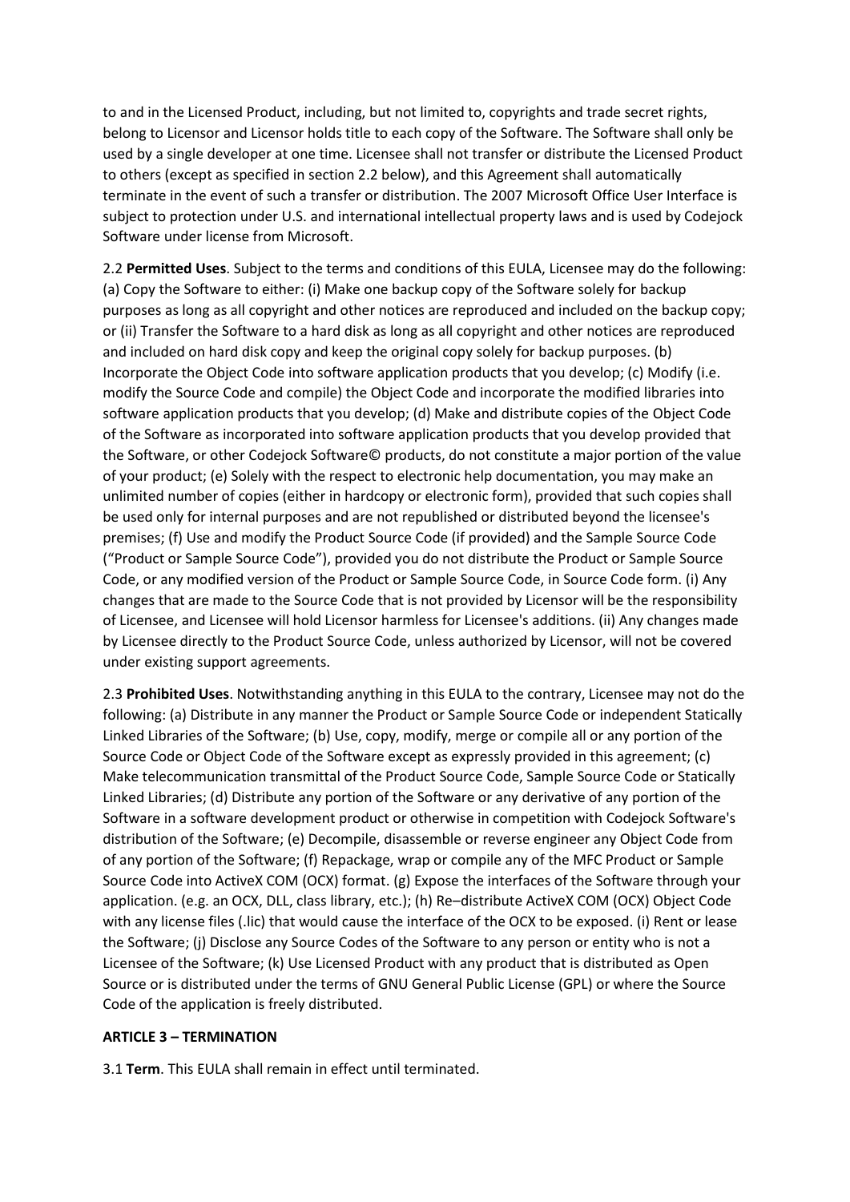to and in the Licensed Product, including, but not limited to, copyrights and trade secret rights, belong to Licensor and Licensor holds title to each copy of the Software. The Software shall only be used by a single developer at one time. Licensee shall not transfer or distribute the Licensed Product to others (except as specified in section 2.2 below), and this Agreement shall automatically terminate in the event of such a transfer or distribution. The 2007 Microsoft Office User Interface is subject to protection under U.S. and international intellectual property laws and is used by Codejock Software under license from Microsoft.

2.2 **Permitted Uses**. Subject to the terms and conditions of this EULA, Licensee may do the following: (a) Copy the Software to either: (i) Make one backup copy of the Software solely for backup purposes as long as all copyright and other notices are reproduced and included on the backup copy; or (ii) Transfer the Software to a hard disk as long as all copyright and other notices are reproduced and included on hard disk copy and keep the original copy solely for backup purposes. (b) Incorporate the Object Code into software application products that you develop; (c) Modify (i.e. modify the Source Code and compile) the Object Code and incorporate the modified libraries into software application products that you develop; (d) Make and distribute copies of the Object Code of the Software as incorporated into software application products that you develop provided that the Software, or other Codejock Software© products, do not constitute a major portion of the value of your product; (e) Solely with the respect to electronic help documentation, you may make an unlimited number of copies (either in hardcopy or electronic form), provided that such copies shall be used only for internal purposes and are not republished or distributed beyond the licensee's premises; (f) Use and modify the Product Source Code (if provided) and the Sample Source Code ("Product or Sample Source Code"), provided you do not distribute the Product or Sample Source Code, or any modified version of the Product or Sample Source Code, in Source Code form. (i) Any changes that are made to the Source Code that is not provided by Licensor will be the responsibility of Licensee, and Licensee will hold Licensor harmless for Licensee's additions. (ii) Any changes made by Licensee directly to the Product Source Code, unless authorized by Licensor, will not be covered under existing support agreements.

2.3 **Prohibited Uses**. Notwithstanding anything in this EULA to the contrary, Licensee may not do the following: (a) Distribute in any manner the Product or Sample Source Code or independent Statically Linked Libraries of the Software; (b) Use, copy, modify, merge or compile all or any portion of the Source Code or Object Code of the Software except as expressly provided in this agreement; (c) Make telecommunication transmittal of the Product Source Code, Sample Source Code or Statically Linked Libraries; (d) Distribute any portion of the Software or any derivative of any portion of the Software in a software development product or otherwise in competition with Codejock Software's distribution of the Software; (e) Decompile, disassemble or reverse engineer any Object Code from of any portion of the Software; (f) Repackage, wrap or compile any of the MFC Product or Sample Source Code into ActiveX COM (OCX) format. (g) Expose the interfaces of the Software through your application. (e.g. an OCX, DLL, class library, etc.); (h) Re–distribute ActiveX COM (OCX) Object Code with any license files (.lic) that would cause the interface of the OCX to be exposed. (i) Rent or lease the Software; (j) Disclose any Source Codes of the Software to any person or entity who is not a Licensee of the Software; (k) Use Licensed Product with any product that is distributed as Open Source or is distributed under the terms of GNU General Public License (GPL) or where the Source Code of the application is freely distributed.

**ARTICLE 3 – TERMINATION**

3.1 **Term**. This EULA shall remain in effect until terminated.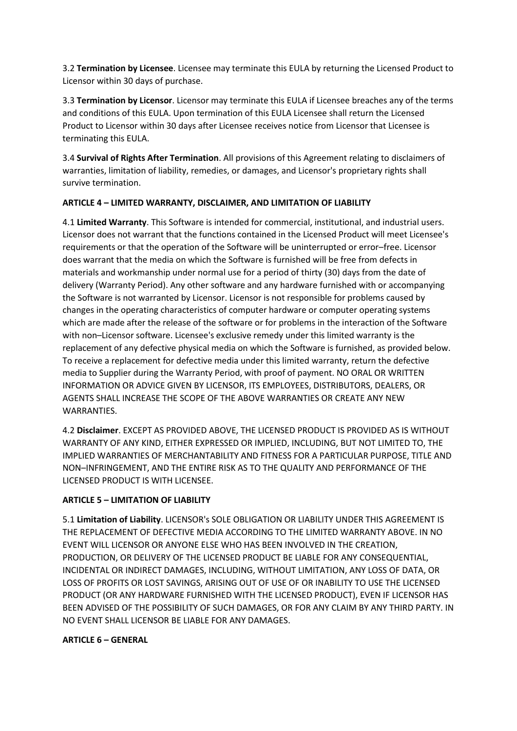3.2 **Termination by Licensee**. Licensee may terminate this EULA by returning the Licensed Product to Licensor within 30 days of purchase.

3.3 **Termination by Licensor**. Licensor may terminate this EULA if Licensee breaches any of the terms and conditions of this EULA. Upon termination of this EULA Licensee shall return the Licensed Product to Licensor within 30 days after Licensee receives notice from Licensor that Licensee is terminating this EULA.

3.4 **Survival of Rights After Termination**. All provisions of this Agreement relating to disclaimers of warranties, limitation of liability, remedies, or damages, and Licensor's proprietary rights shall survive termination.

**ARTICLE 4 – LIMITED WARRANTY, DISCLAIMER, AND LIMITATION OF LIABILITY**

4.1 **Limited Warranty**. This Software is intended for commercial, institutional, and industrial users. Licensor does not warrant that the functions contained in the Licensed Product will meet Licensee's requirements or that the operation of the Software will be uninterrupted or error–free. Licensor does warrant that the media on which the Software is furnished will be free from defects in materials and workmanship under normal use for a period of thirty (30) days from the date of delivery (Warranty Period). Any other software and any hardware furnished with or accompanying the Software is not warranted by Licensor. Licensor is not responsible for problems caused by changes in the operating characteristics of computer hardware or computer operating systems which are made after the release of the software or for problems in the interaction of the Software with non–Licensor software. Licensee's exclusive remedy under this limited warranty is the replacement of any defective physical media on which the Software is furnished, as provided below. To receive a replacement for defective media under this limited warranty, return the defective media to Supplier during the Warranty Period, with proof of payment. NO ORAL OR WRITTEN INFORMATION OR ADVICE GIVEN BY LICENSOR, ITS EMPLOYEES, DISTRIBUTORS, DEALERS, OR AGENTS SHALL INCREASE THE SCOPE OF THE ABOVE WARRANTIES OR CREATE ANY NEW WARRANTIES.

4.2 **Disclaimer**. EXCEPT AS PROVIDED ABOVE, THE LICENSED PRODUCT IS PROVIDED AS IS WITHOUT WARRANTY OF ANY KIND, EITHER EXPRESSED OR IMPLIED, INCLUDING, BUT NOT LIMITED TO, THE IMPLIED WARRANTIES OF MERCHANTABILITY AND FITNESS FOR A PARTICULAR PURPOSE, TITLE AND NON–INFRINGEMENT, AND THE ENTIRE RISK AS TO THE QUALITY AND PERFORMANCE OF THE LICENSED PRODUCT IS WITH LICENSEE.

**ARTICLE 5 – LIMITATION OF LIABILITY**

5.1 **Limitation of Liability**. LICENSOR's SOLE OBLIGATION OR LIABILITY UNDER THIS AGREEMENT IS THE REPLACEMENT OF DEFECTIVE MEDIA ACCORDING TO THE LIMITED WARRANTY ABOVE. IN NO EVENT WILL LICENSOR OR ANYONE ELSE WHO HAS BEEN INVOLVED IN THE CREATION, PRODUCTION, OR DELIVERY OF THE LICENSED PRODUCT BE LIABLE FOR ANY CONSEQUENTIAL, INCIDENTAL OR INDIRECT DAMAGES, INCLUDING, WITHOUT LIMITATION, ANY LOSS OF DATA, OR LOSS OF PROFITS OR LOST SAVINGS, ARISING OUT OF USE OF OR INABILITY TO USE THE LICENSED PRODUCT (OR ANY HARDWARE FURNISHED WITH THE LICENSED PRODUCT), EVEN IF LICENSOR HAS BEEN ADVISED OF THE POSSIBILITY OF SUCH DAMAGES, OR FOR ANY CLAIM BY ANY THIRD PARTY. IN NO EVENT SHALL LICENSOR BE LIABLE FOR ANY DAMAGES.

**ARTICLE 6 – GENERAL**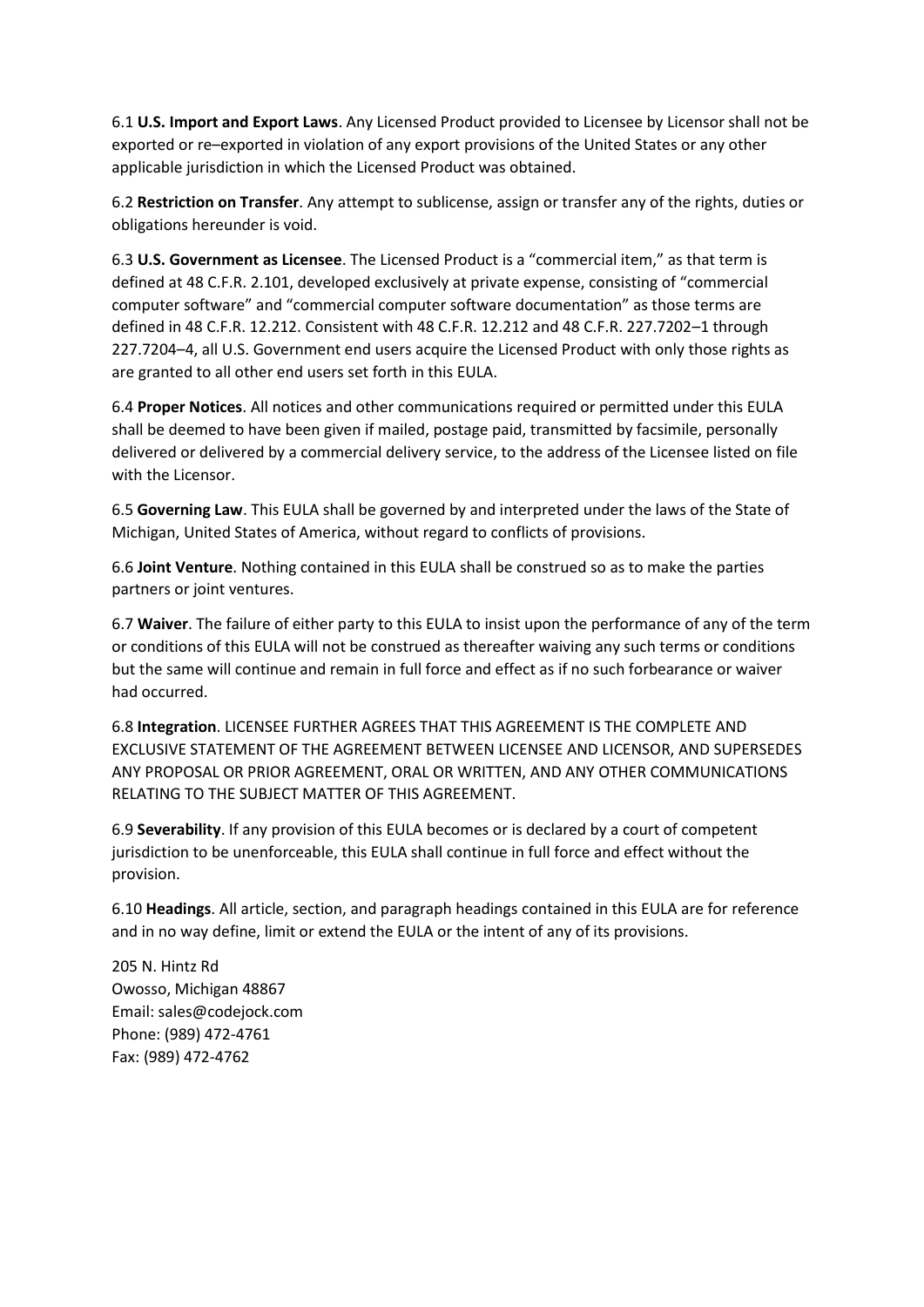6.1 **U.S. Import and Export Laws**. Any Licensed Product provided to Licensee by Licensor shall not be exported or re–exported in violation of any export provisions of the United States or any other applicable jurisdiction in which the Licensed Product was obtained.

6.2 **Restriction on Transfer**. Any attempt to sublicense, assign or transfer any of the rights, duties or obligations hereunder is void.

6.3 **U.S. Government as Licensee**. The Licensed Product is a "commercial item," as that term is defined at 48 C.F.R. 2.101, developed exclusively at private expense, consisting of "commercial computer software" and "commercial computer software documentation" as those terms are defined in 48 C.F.R. 12.212. Consistent with 48 C.F.R. 12.212 and 48 C.F.R. 227.7202–1 through 227.7204–4, all U.S. Government end users acquire the Licensed Product with only those rights as are granted to all other end users set forth in this EULA.

6.4 **Proper Notices**. All notices and other communications required or permitted under this EULA shall be deemed to have been given if mailed, postage paid, transmitted by facsimile, personally delivered or delivered by a commercial delivery service, to the address of the Licensee listed on file with the Licensor.

6.5 **Governing Law**. This EULA shall be governed by and interpreted under the laws of the State of Michigan, United States of America, without regard to conflicts of provisions.

6.6 **Joint Venture**. Nothing contained in this EULA shall be construed so as to make the parties partners or joint ventures.

6.7 **Waiver**. The failure of either party to this EULA to insist upon the performance of any of the term or conditions of this EULA will not be construed as thereafter waiving any such terms or conditions but the same will continue and remain in full force and effect as if no such forbearance or waiver had occurred.

6.8 **Integration**. LICENSEE FURTHER AGREES THAT THIS AGREEMENT IS THE COMPLETE AND EXCLUSIVE STATEMENT OF THE AGREEMENT BETWEEN LICENSEE AND LICENSOR, AND SUPERSEDES ANY PROPOSAL OR PRIOR AGREEMENT, ORAL OR WRITTEN, AND ANY OTHER COMMUNICATIONS RELATING TO THE SUBJECT MATTER OF THIS AGREEMENT.

6.9 **Severability**. If any provision of this EULA becomes or is declared by a court of competent jurisdiction to be unenforceable, this EULA shall continue in full force and effect without the provision.

6.10 **Headings**. All article, section, and paragraph headings contained in this EULA are for reference and in no way define, limit or extend the EULA or the intent of any of its provisions.

205 N. Hintz Rd
Owosso, Michigan 48867
Email: sales@codejock.com
Phone: (989) 472-4761
Fax: (989) 472-4762